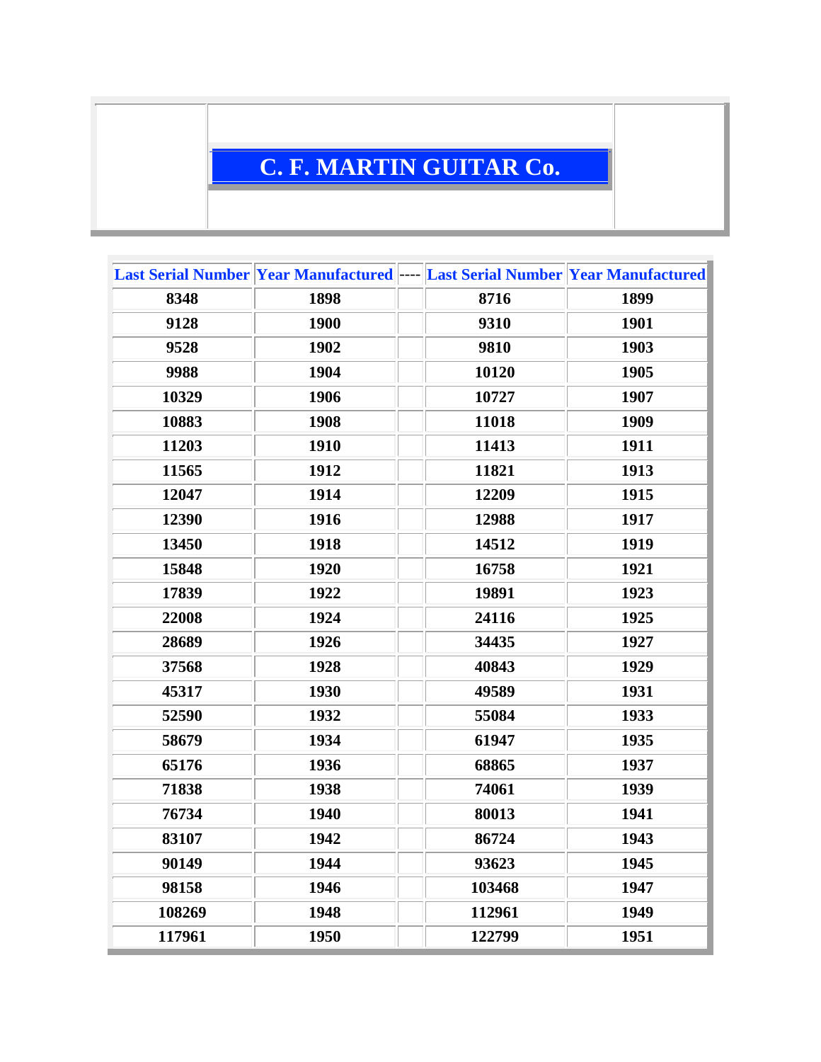# C. F. MARTIN GUITAR Co.

| Last Serial Number | Year Manufactured | ---- | Last Serial Number | Year Manufactured |
|---|---|---|---|---|
| 8348 | 1898 | | 8716 | 1899 |
| 9128 | 1900 | | 9310 | 1901 |
| 9528 | 1902 | | 9810 | 1903 |
| 9988 | 1904 | | 10120 | 1905 |
| 10329 | 1906 | | 10727 | 1907 |
| 10883 | 1908 | | 11018 | 1909 |
| 11203 | 1910 | | 11413 | 1911 |
| 11565 | 1912 | | 11821 | 1913 |
| 12047 | 1914 | | 12209 | 1915 |
| 12390 | 1916 | | 12988 | 1917 |
| 13450 | 1918 | | 14512 | 1919 |
| 15848 | 1920 | | 16758 | 1921 |
| 17839 | 1922 | | 19891 | 1923 |
| 22008 | 1924 | | 24116 | 1925 |
| 28689 | 1926 | | 34435 | 1927 |
| 37568 | 1928 | | 40843 | 1929 |
| 45317 | 1930 | | 49589 | 1931 |
| 52590 | 1932 | | 55084 | 1933 |
| 58679 | 1934 | | 61947 | 1935 |
| 65176 | 1936 | | 68865 | 1937 |
| 71838 | 1938 | | 74061 | 1939 |
| 76734 | 1940 | | 80013 | 1941 |
| 83107 | 1942 | | 86724 | 1943 |
| 90149 | 1944 | | 93623 | 1945 |
| 98158 | 1946 | | 103468 | 1947 |
| 108269 | 1948 | | 112961 | 1949 |
| 117961 | 1950 | | 122799 | 1951 |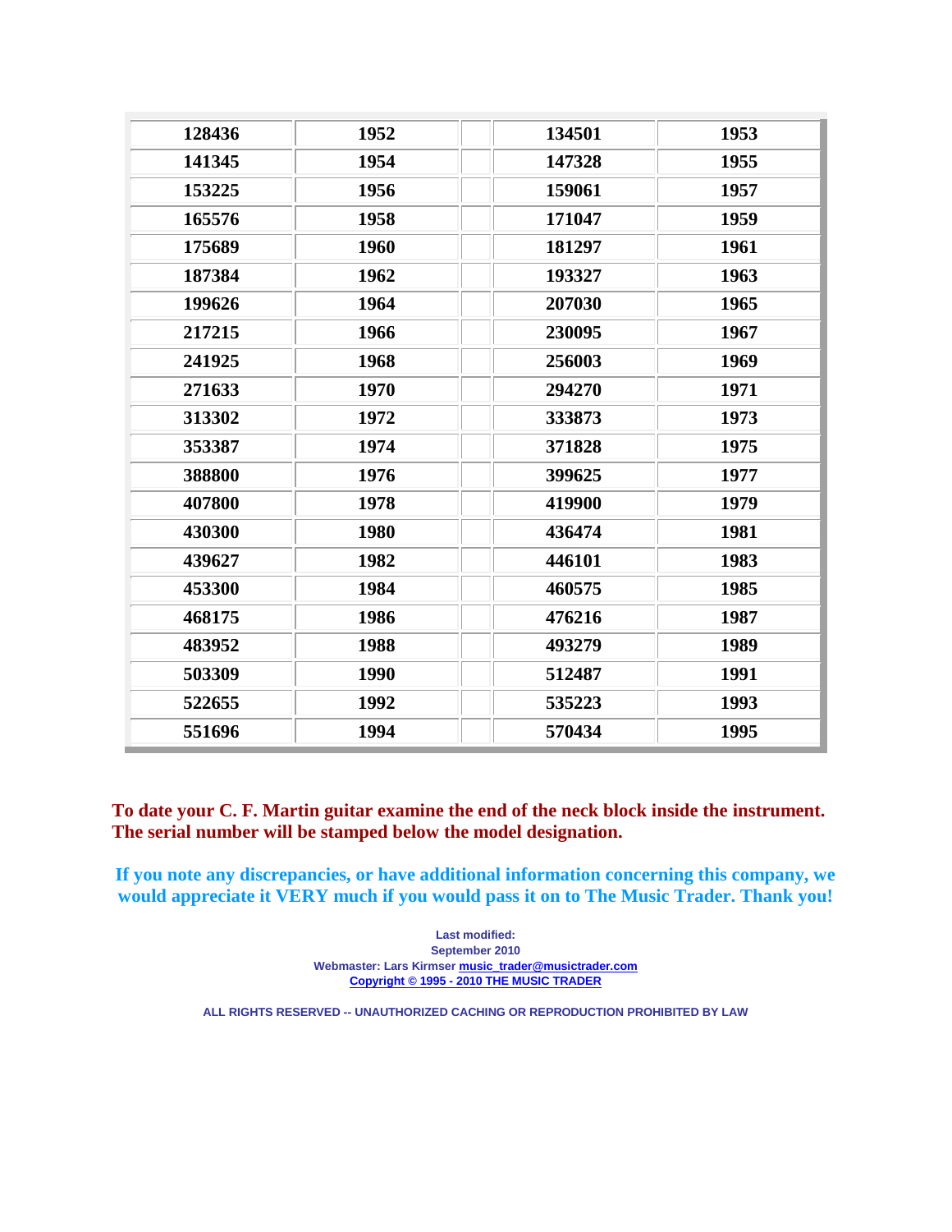| | | | | |
|---|---|---|---|---|
| 128436 | 1952 | | 134501 | 1953 |
| 141345 | 1954 | | 147328 | 1955 |
| 153225 | 1956 | | 159061 | 1957 |
| 165576 | 1958 | | 171047 | 1959 |
| 175689 | 1960 | | 181297 | 1961 |
| 187384 | 1962 | | 193327 | 1963 |
| 199626 | 1964 | | 207030 | 1965 |
| 217215 | 1966 | | 230095 | 1967 |
| 241925 | 1968 | | 256003 | 1969 |
| 271633 | 1970 | | 294270 | 1971 |
| 313302 | 1972 | | 333873 | 1973 |
| 353387 | 1974 | | 371828 | 1975 |
| 388800 | 1976 | | 399625 | 1977 |
| 407800 | 1978 | | 419900 | 1979 |
| 430300 | 1980 | | 436474 | 1981 |
| 439627 | 1982 | | 446101 | 1983 |
| 453300 | 1984 | | 460575 | 1985 |
| 468175 | 1986 | | 476216 | 1987 |
| 483952 | 1988 | | 493279 | 1989 |
| 503309 | 1990 | | 512487 | 1991 |
| 522655 | 1992 | | 535223 | 1993 |
| 551696 | 1994 | | 570434 | 1995 |

**To date your C. F. Martin guitar examine the end of the neck block inside the instrument. The serial number will be stamped below the model designation.**

**If you note any discrepancies, or have additional information concerning this company, we would appreciate it VERY much if you would pass it on to The Music Trader. Thank you!**

**Last modified:**
**September 2010**
**Webmaster: Lars Kirmser music_trader@musictrader.com**
**Copyright © 1995 - 2010 THE MUSIC TRADER**

**ALL RIGHTS RESERVED -- UNAUTHORIZED CACHING OR REPRODUCTION PROHIBITED BY LAW**